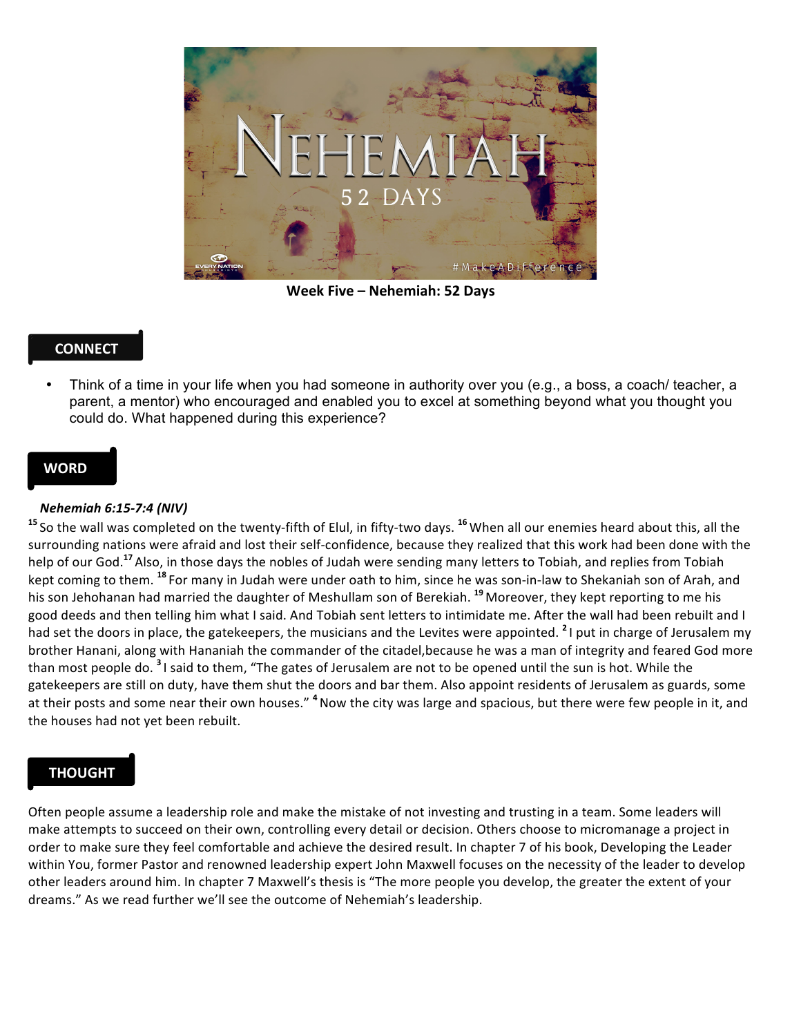**Week Five – Nehemiah: 52 Days**

## CONNECT

- Think of a time in your life when you had someone in authority over you (e.g., a boss, a coach/ teacher, a parent, a mentor) who encouraged and enabled you to excel at something beyond what you thought you could do. What happened during this experience?

## WORD

***Nehemiah 6:15-7:4 (NIV)***

[15] So the wall was completed on the twenty-fifth of Elul, in fifty-two days. [16] When all our enemies heard about this, all the surrounding nations were afraid and lost their self-confidence, because they realized that this work had been done with the help of our God.[17] Also, in those days the nobles of Judah were sending many letters to Tobiah, and replies from Tobiah kept coming to them. [18] For many in Judah were under oath to him, since he was son-in-law to Shekaniah son of Arah, and his son Jehohanan had married the daughter of Meshullam son of Berekiah. [19] Moreover, they kept reporting to me his good deeds and then telling him what I said. And Tobiah sent letters to intimidate me. After the wall had been rebuilt and I had set the doors in place, the gatekeepers, the musicians and the Levites were appointed. [2] I put in charge of Jerusalem my brother Hanani, along with Hananiah the commander of the citadel,because he was a man of integrity and feared God more than most people do. [3] I said to them, "The gates of Jerusalem are not to be opened until the sun is hot. While the gatekeepers are still on duty, have them shut the doors and bar them. Also appoint residents of Jerusalem as guards, some at their posts and some near their own houses." [4] Now the city was large and spacious, but there were few people in it, and the houses had not yet been rebuilt.

## THOUGHT

Often people assume a leadership role and make the mistake of not investing and trusting in a team. Some leaders will make attempts to succeed on their own, controlling every detail or decision. Others choose to micromanage a project in order to make sure they feel comfortable and achieve the desired result. In chapter 7 of his book, Developing the Leader within You, former Pastor and renowned leadership expert John Maxwell focuses on the necessity of the leader to develop other leaders around him. In chapter 7 Maxwell's thesis is "The more people you develop, the greater the extent of your dreams." As we read further we'll see the outcome of Nehemiah's leadership.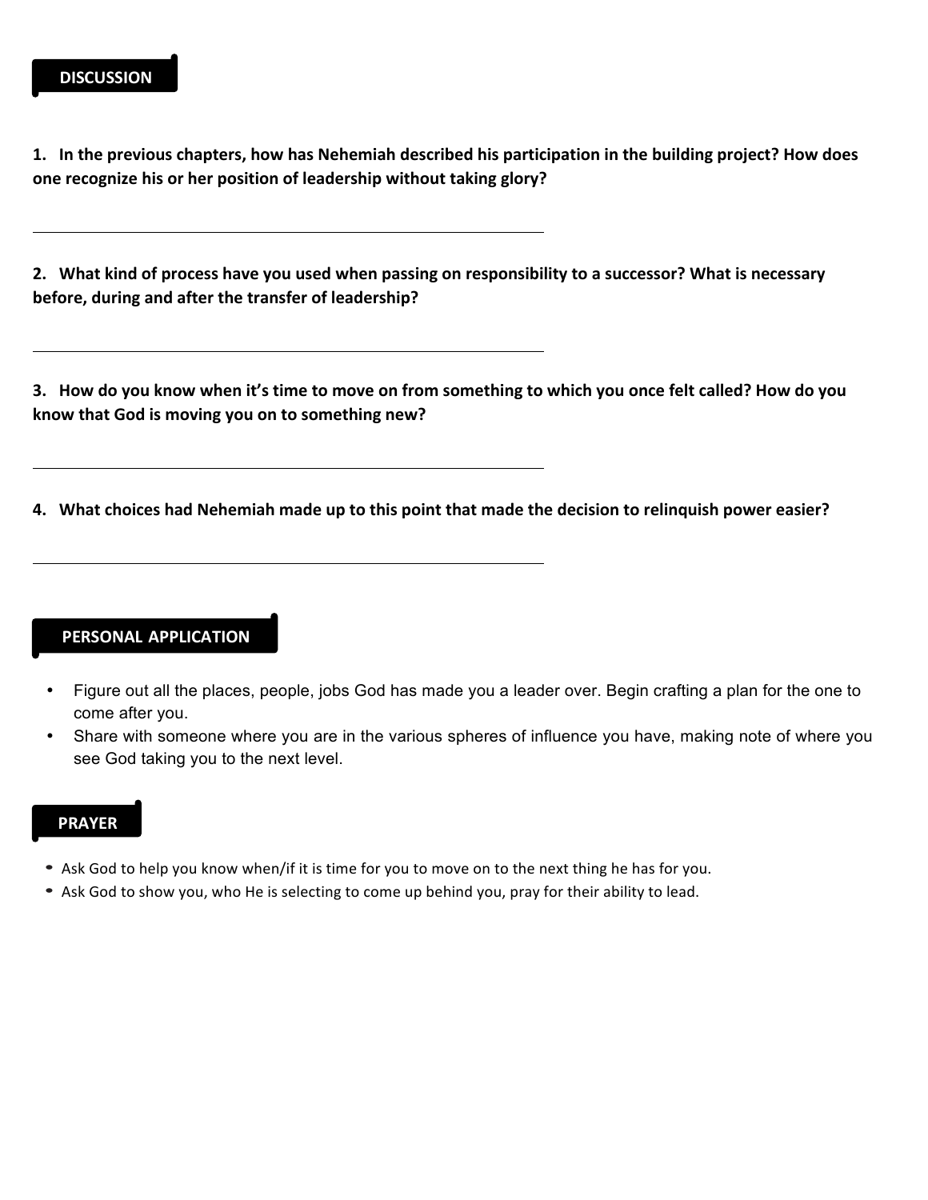## DISCUSSION

**1. In the previous chapters, how has Nehemiah described his participation in the building project? How does one recognize his or her position of leadership without taking glory?**

**2. What kind of process have you used when passing on responsibility to a successor? What is necessary before, during and after the transfer of leadership?**

**3. How do you know when it's time to move on from something to which you once felt called? How do you know that God is moving you on to something new?**

**4. What choices had Nehemiah made up to this point that made the decision to relinquish power easier?**

## PERSONAL APPLICATION

- Figure out all the places, people, jobs God has made you a leader over. Begin crafting a plan for the one to come after you.
- Share with someone where you are in the various spheres of influence you have, making note of where you see God taking you to the next level.

## PRAYER

- Ask God to help you know when/if it is time for you to move on to the next thing he has for you.
- Ask God to show you, who He is selecting to come up behind you, pray for their ability to lead.